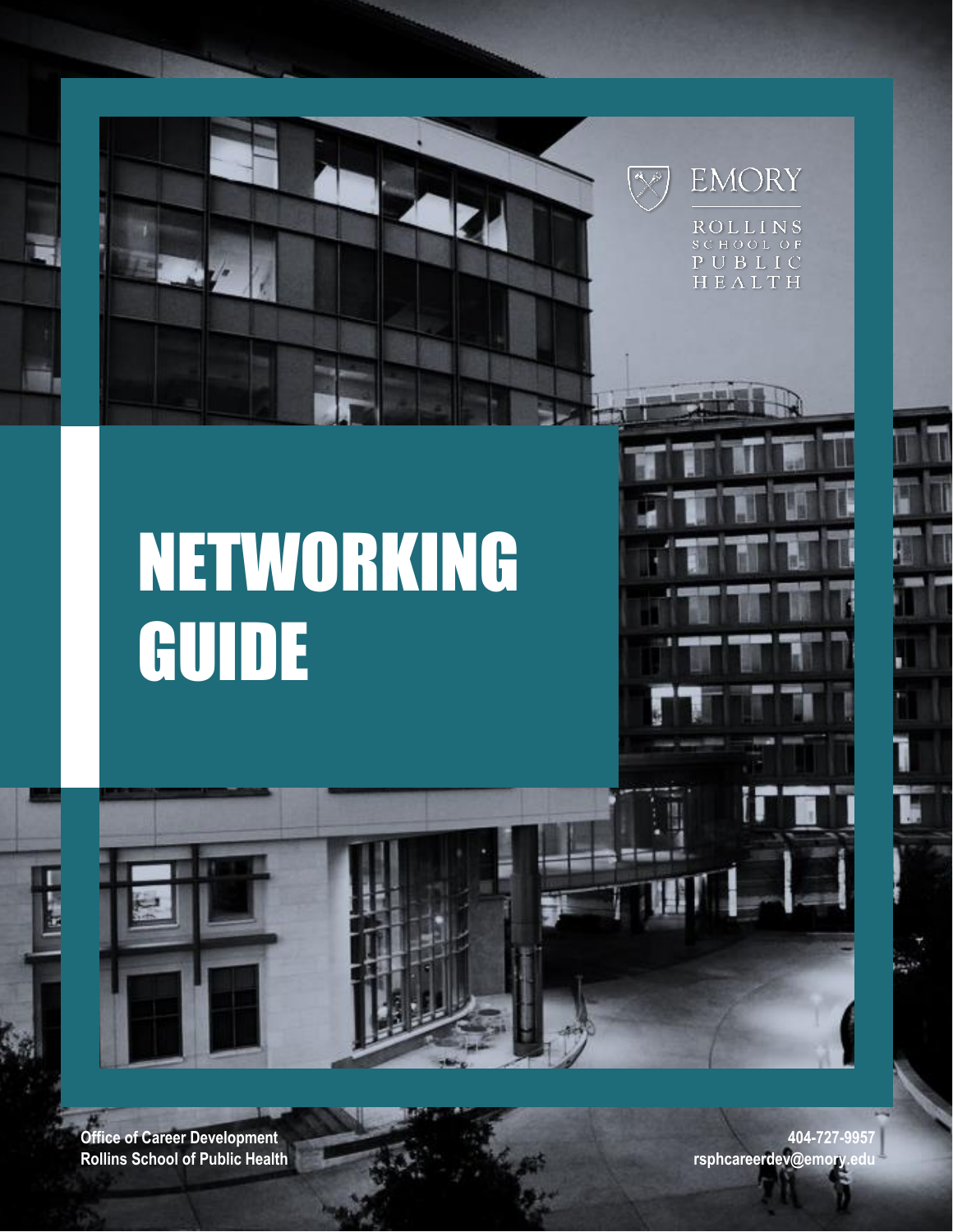EMORY

ROLLINS SCHOOL OF PUBLIC HEALTH

# NETWORKING GUIDE

**Office of Career Development**
**Rollins School of Public Health**

**404-727-9957**
**rsphcareerdev@emory.edu**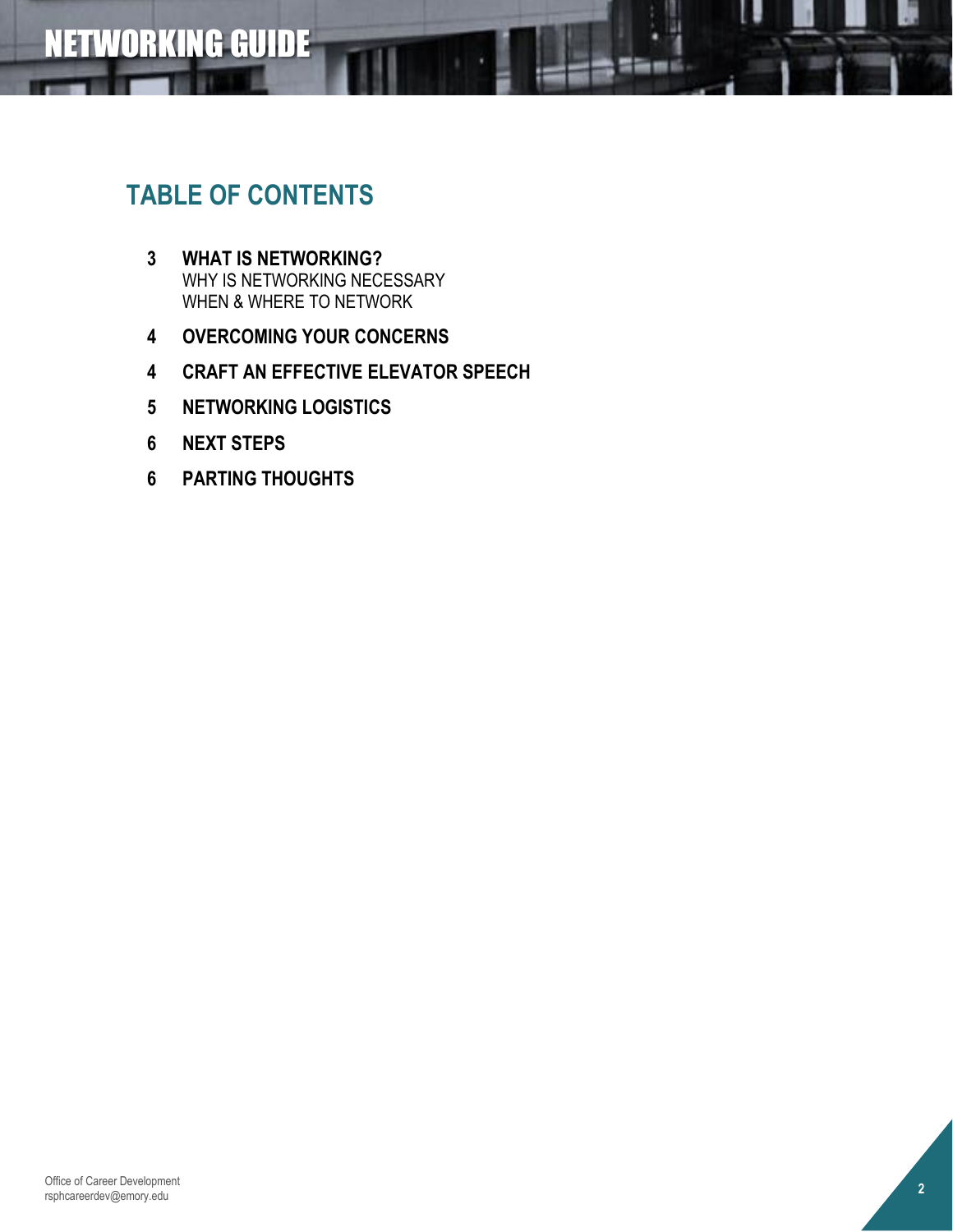# NETWORKING GUIDE

## TABLE OF CONTENTS

**3 WHAT IS NETWORKING?**
WHY IS NETWORKING NECESSARY
WHEN & WHERE TO NETWORK

**4 OVERCOMING YOUR CONCERNS**

**4 CRAFT AN EFFECTIVE ELEVATOR SPEECH**

**5 NETWORKING LOGISTICS**

**6 NEXT STEPS**

**6 PARTING THOUGHTS**

Office of Career Development
rsphcareerdev@emory.edu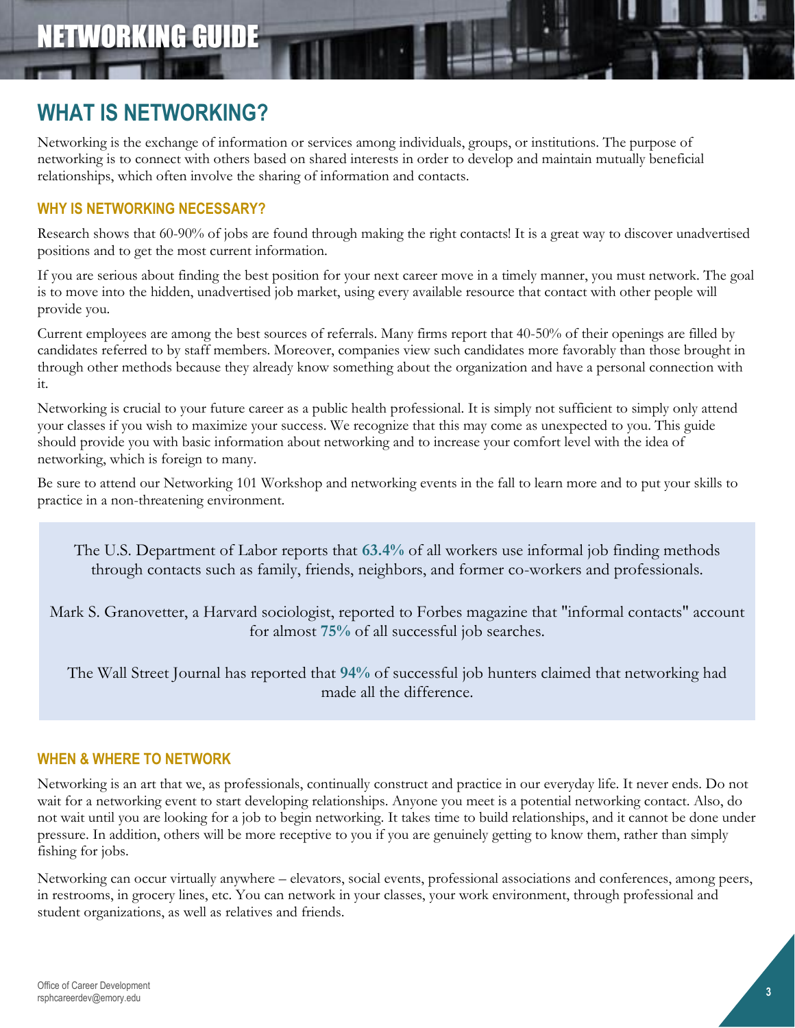# NETWORKING GUIDE

## WHAT IS NETWORKING?

Networking is the exchange of information or services among individuals, groups, or institutions. The purpose of networking is to connect with others based on shared interests in order to develop and maintain mutually beneficial relationships, which often involve the sharing of information and contacts.

### WHY IS NETWORKING NECESSARY?

Research shows that 60-90% of jobs are found through making the right contacts! It is a great way to discover unadvertised positions and to get the most current information.

If you are serious about finding the best position for your next career move in a timely manner, you must network. The goal is to move into the hidden, unadvertised job market, using every available resource that contact with other people will provide you.

Current employees are among the best sources of referrals. Many firms report that 40-50% of their openings are filled by candidates referred to by staff members. Moreover, companies view such candidates more favorably than those brought in through other methods because they already know something about the organization and have a personal connection with it.

Networking is crucial to your future career as a public health professional. It is simply not sufficient to simply only attend your classes if you wish to maximize your success. We recognize that this may come as unexpected to you. This guide should provide you with basic information about networking and to increase your comfort level with the idea of networking, which is foreign to many.

Be sure to attend our Networking 101 Workshop and networking events in the fall to learn more and to put your skills to practice in a non-threatening environment.

> The U.S. Department of Labor reports that **63.4%** of all workers use informal job finding methods through contacts such as family, friends, neighbors, and former co-workers and professionals.
>
> Mark S. Granovetter, a Harvard sociologist, reported to Forbes magazine that "informal contacts" account for almost **75%** of all successful job searches.
>
> The Wall Street Journal has reported that **94%** of successful job hunters claimed that networking had made all the difference.

### WHEN & WHERE TO NETWORK

Networking is an art that we, as professionals, continually construct and practice in our everyday life. It never ends. Do not wait for a networking event to start developing relationships. Anyone you meet is a potential networking contact. Also, do not wait until you are looking for a job to begin networking. It takes time to build relationships, and it cannot be done under pressure. In addition, others will be more receptive to you if you are genuinely getting to know them, rather than simply fishing for jobs.

Networking can occur virtually anywhere – elevators, social events, professional associations and conferences, among peers, in restrooms, in grocery lines, etc. You can network in your classes, your work environment, through professional and student organizations, as well as relatives and friends.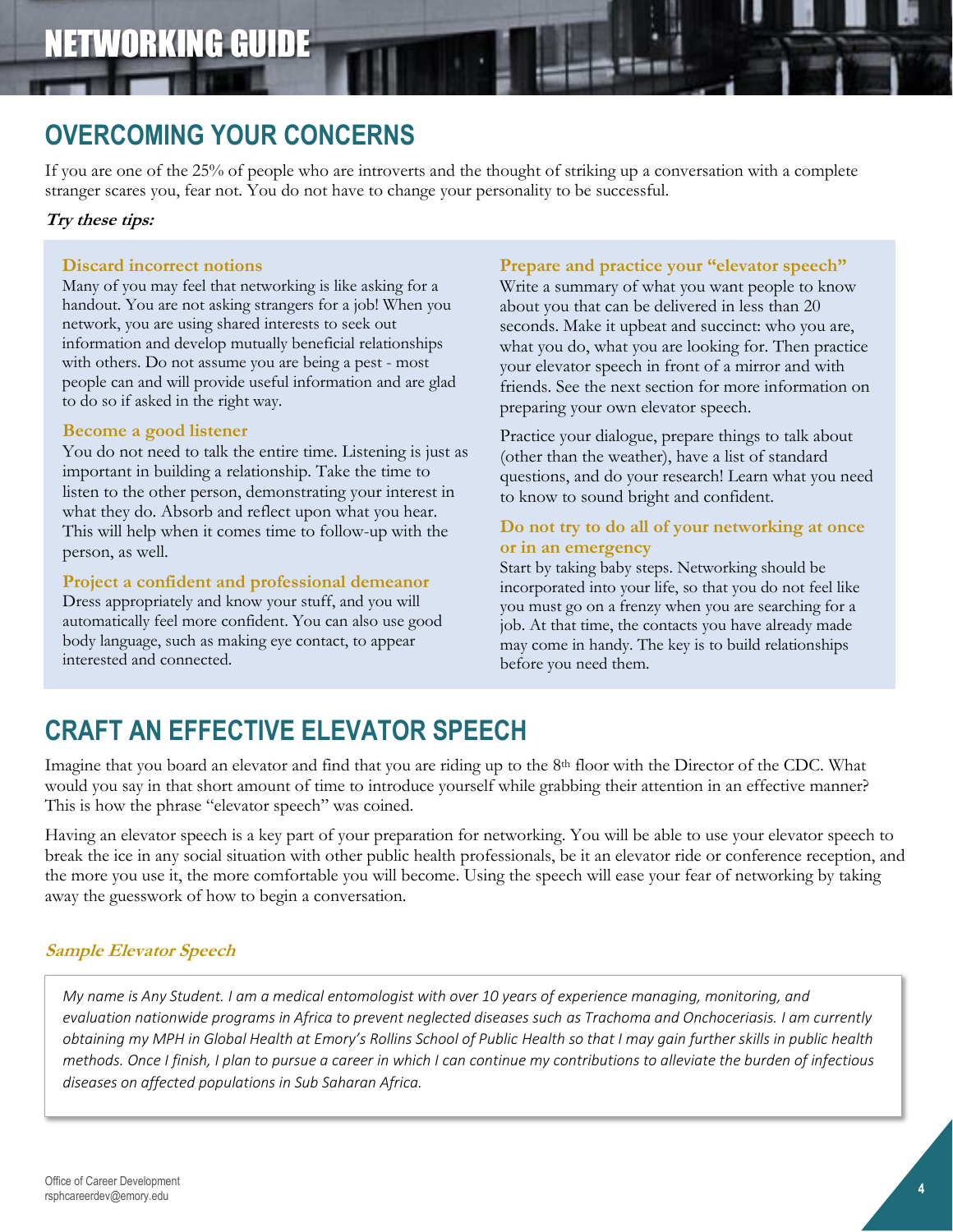# NETWORKING GUIDE

## OVERCOMING YOUR CONCERNS

If you are one of the 25% of people who are introverts and the thought of striking up a conversation with a complete stranger scares you, fear not. You do not have to change your personality to be successful.

***Try these tips:***

### Discard incorrect notions

Many of you may feel that networking is like asking for a handout. You are not asking strangers for a job! When you network, you are using shared interests to seek out information and develop mutually beneficial relationships with others. Do not assume you are being a pest - most people can and will provide useful information and are glad to do so if asked in the right way.

### Become a good listener

You do not need to talk the entire time. Listening is just as important in building a relationship. Take the time to listen to the other person, demonstrating your interest in what they do. Absorb and reflect upon what you hear. This will help when it comes time to follow-up with the person, as well.

### Project a confident and professional demeanor

Dress appropriately and know your stuff, and you will automatically feel more confident. You can also use good body language, such as making eye contact, to appear interested and connected.

### Prepare and practice your "elevator speech"

Write a summary of what you want people to know about you that can be delivered in less than 20 seconds. Make it upbeat and succinct: who you are, what you do, what you are looking for. Then practice your elevator speech in front of a mirror and with friends. See the next section for more information on preparing your own elevator speech.

Practice your dialogue, prepare things to talk about (other than the weather), have a list of standard questions, and do your research! Learn what you need to know to sound bright and confident.

### Do not try to do all of your networking at once or in an emergency

Start by taking baby steps. Networking should be incorporated into your life, so that you do not feel like you must go on a frenzy when you are searching for a job. At that time, the contacts you have already made may come in handy. The key is to build relationships before you need them.

## CRAFT AN EFFECTIVE ELEVATOR SPEECH

Imagine that you board an elevator and find that you are riding up to the 8th floor with the Director of the CDC. What would you say in that short amount of time to introduce yourself while grabbing their attention in an effective manner? This is how the phrase "elevator speech" was coined.

Having an elevator speech is a key part of your preparation for networking. You will be able to use your elevator speech to break the ice in any social situation with other public health professionals, be it an elevator ride or conference reception, and the more you use it, the more comfortable you will become. Using the speech will ease your fear of networking by taking away the guesswork of how to begin a conversation.

***Sample Elevator Speech***

> *My name is Any Student. I am a medical entomologist with over 10 years of experience managing, monitoring, and evaluation nationwide programs in Africa to prevent neglected diseases such as Trachoma and Onchoceriasis. I am currently obtaining my MPH in Global Health at Emory's Rollins School of Public Health so that I may gain further skills in public health methods. Once I finish, I plan to pursue a career in which I can continue my contributions to alleviate the burden of infectious diseases on affected populations in Sub Saharan Africa.*

Office of Career Development
rsphcareerdev@emory.edu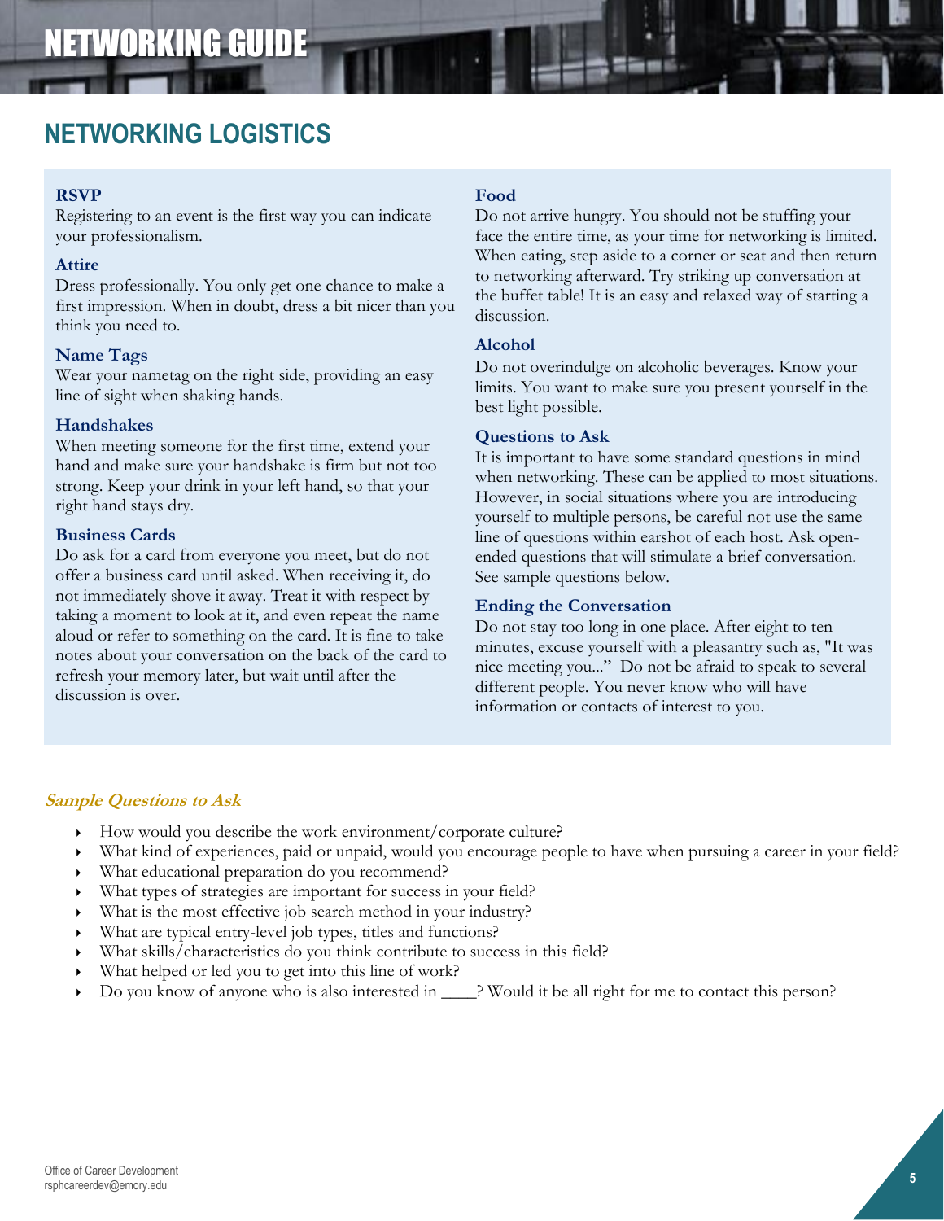# NETWORKING GUIDE

## NETWORKING LOGISTICS

**RSVP**
Registering to an event is the first way you can indicate your professionalism.

**Attire**
Dress professionally. You only get one chance to make a first impression. When in doubt, dress a bit nicer than you think you need to.

**Name Tags**
Wear your nametag on the right side, providing an easy line of sight when shaking hands.

**Handshakes**
When meeting someone for the first time, extend your hand and make sure your handshake is firm but not too strong. Keep your drink in your left hand, so that your right hand stays dry.

**Business Cards**
Do ask for a card from everyone you meet, but do not offer a business card until asked. When receiving it, do not immediately shove it away. Treat it with respect by taking a moment to look at it, and even repeat the name aloud or refer to something on the card. It is fine to take notes about your conversation on the back of the card to refresh your memory later, but wait until after the discussion is over.

**Food**
Do not arrive hungry. You should not be stuffing your face the entire time, as your time for networking is limited. When eating, step aside to a corner or seat and then return to networking afterward. Try striking up conversation at the buffet table! It is an easy and relaxed way of starting a discussion.

**Alcohol**
Do not overindulge on alcoholic beverages. Know your limits. You want to make sure you present yourself in the best light possible.

**Questions to Ask**
It is important to have some standard questions in mind when networking. These can be applied to most situations. However, in social situations where you are introducing yourself to multiple persons, be careful not use the same line of questions within earshot of each host. Ask open-ended questions that will stimulate a brief conversation. See sample questions below.

**Ending the Conversation**
Do not stay too long in one place. After eight to ten minutes, excuse yourself with a pleasantry such as, "It was nice meeting you..." Do not be afraid to speak to several different people. You never know who will have information or contacts of interest to you.

***Sample Questions to Ask***

- How would you describe the work environment/corporate culture?
- What kind of experiences, paid or unpaid, would you encourage people to have when pursuing a career in your field?
- What educational preparation do you recommend?
- What types of strategies are important for success in your field?
- What is the most effective job search method in your industry?
- What are typical entry-level job types, titles and functions?
- What skills/characteristics do you think contribute to success in this field?
- What helped or led you to get into this line of work?
- Do you know of anyone who is also interested in ____? Would it be all right for me to contact this person?

Office of Career Development
rsphcareerdev@emory.edu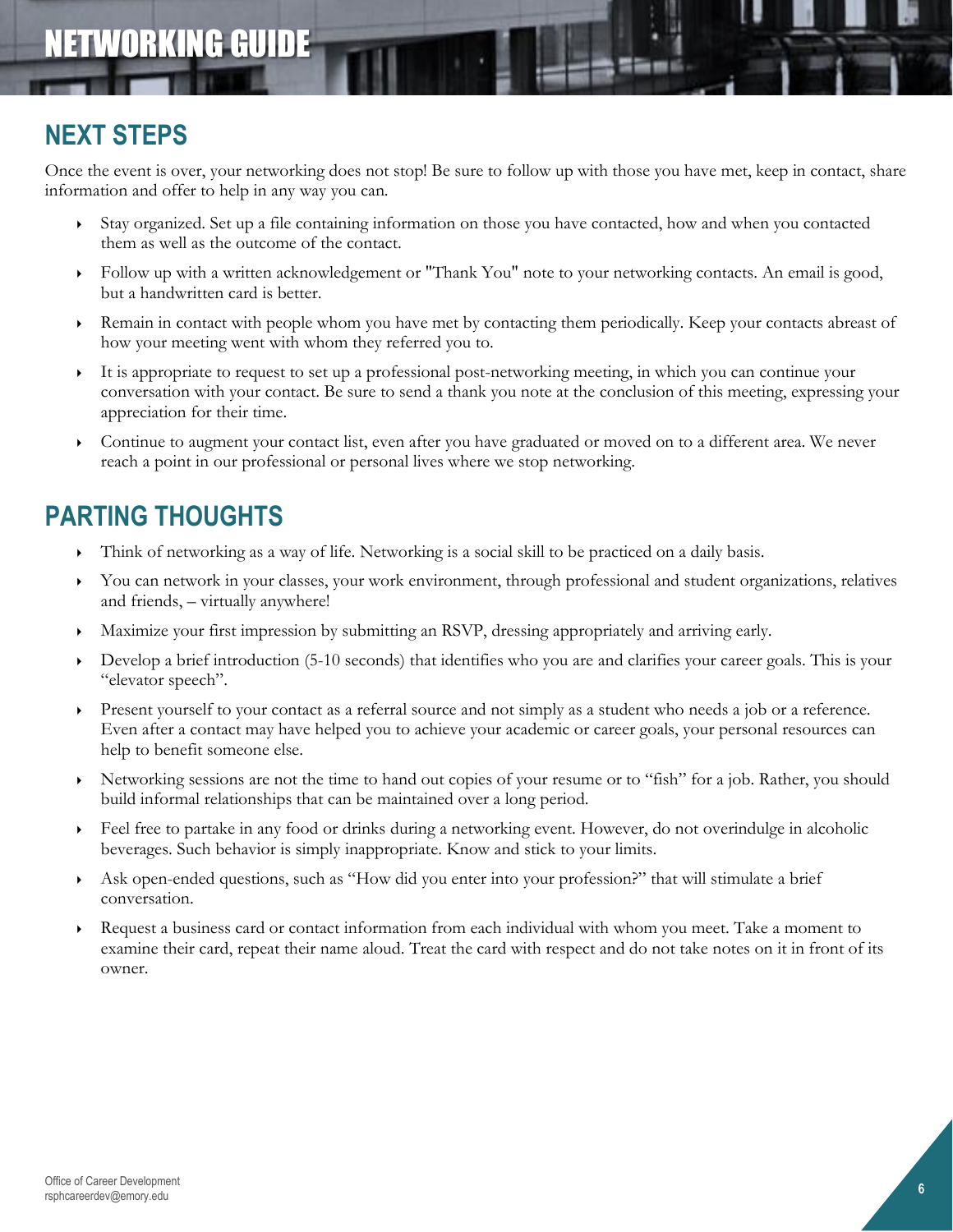## NEXT STEPS

Once the event is over, your networking does not stop! Be sure to follow up with those you have met, keep in contact, share information and offer to help in any way you can.

- Stay organized. Set up a file containing information on those you have contacted, how and when you contacted them as well as the outcome of the contact.
- Follow up with a written acknowledgement or "Thank You" note to your networking contacts. An email is good, but a handwritten card is better.
- Remain in contact with people whom you have met by contacting them periodically. Keep your contacts abreast of how your meeting went with whom they referred you to.
- It is appropriate to request to set up a professional post-networking meeting, in which you can continue your conversation with your contact. Be sure to send a thank you note at the conclusion of this meeting, expressing your appreciation for their time.
- Continue to augment your contact list, even after you have graduated or moved on to a different area. We never reach a point in our professional or personal lives where we stop networking.

## PARTING THOUGHTS

- Think of networking as a way of life. Networking is a social skill to be practiced on a daily basis.
- You can network in your classes, your work environment, through professional and student organizations, relatives and friends, – virtually anywhere!
- Maximize your first impression by submitting an RSVP, dressing appropriately and arriving early.
- Develop a brief introduction (5-10 seconds) that identifies who you are and clarifies your career goals. This is your "elevator speech".
- Present yourself to your contact as a referral source and not simply as a student who needs a job or a reference. Even after a contact may have helped you to achieve your academic or career goals, your personal resources can help to benefit someone else.
- Networking sessions are not the time to hand out copies of your resume or to "fish" for a job. Rather, you should build informal relationships that can be maintained over a long period.
- Feel free to partake in any food or drinks during a networking event. However, do not overindulge in alcoholic beverages. Such behavior is simply inappropriate. Know and stick to your limits.
- Ask open-ended questions, such as "How did you enter into your profession?" that will stimulate a brief conversation.
- Request a business card or contact information from each individual with whom you meet. Take a moment to examine their card, repeat their name aloud. Treat the card with respect and do not take notes on it in front of its owner.